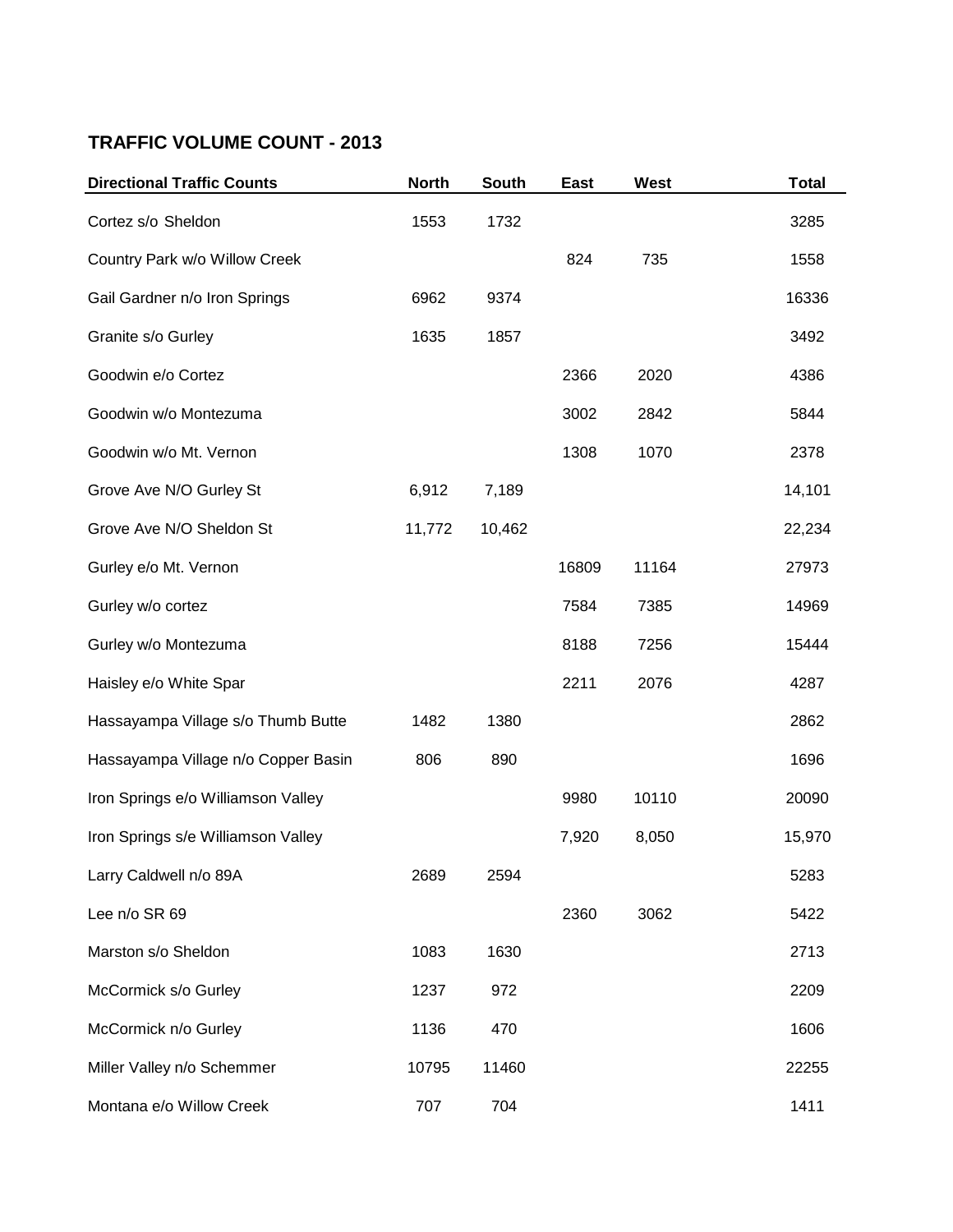## TRAFFIC VOLUME COUNT - 2013

| Directional Traffic Counts | North | South | East | West | Total |
|---|---|---|---|---|---|
| Cortez s/o Sheldon | 1553 | 1732 | | | 3285 |
| Country Park w/o Willow Creek | | | 824 | 735 | 1558 |
| Gail Gardner n/o Iron Springs | 6962 | 9374 | | | 16336 |
| Granite s/o Gurley | 1635 | 1857 | | | 3492 |
| Goodwin e/o Cortez | | | 2366 | 2020 | 4386 |
| Goodwin w/o Montezuma | | | 3002 | 2842 | 5844 |
| Goodwin w/o Mt. Vernon | | | 1308 | 1070 | 2378 |
| Grove Ave N/O Gurley St | 6,912 | 7,189 | | | 14,101 |
| Grove Ave N/O Sheldon St | 11,772 | 10,462 | | | 22,234 |
| Gurley e/o Mt. Vernon | | | 16809 | 11164 | 27973 |
| Gurley w/o cortez | | | 7584 | 7385 | 14969 |
| Gurley w/o Montezuma | | | 8188 | 7256 | 15444 |
| Haisley e/o White Spar | | | 2211 | 2076 | 4287 |
| Hassayampa Village s/o Thumb Butte | 1482 | 1380 | | | 2862 |
| Hassayampa Village n/o Copper Basin | 806 | 890 | | | 1696 |
| Iron Springs e/o Williamson Valley | | | 9980 | 10110 | 20090 |
| Iron Springs s/e Williamson Valley | | | 7,920 | 8,050 | 15,970 |
| Larry Caldwell n/o 89A | 2689 | 2594 | | | 5283 |
| Lee n/o SR 69 | | | 2360 | 3062 | 5422 |
| Marston s/o Sheldon | 1083 | 1630 | | | 2713 |
| McCormick s/o Gurley | 1237 | 972 | | | 2209 |
| McCormick n/o Gurley | 1136 | 470 | | | 1606 |
| Miller Valley n/o Schemmer | 10795 | 11460 | | | 22255 |
| Montana e/o Willow Creek | 707 | 704 | | | 1411 |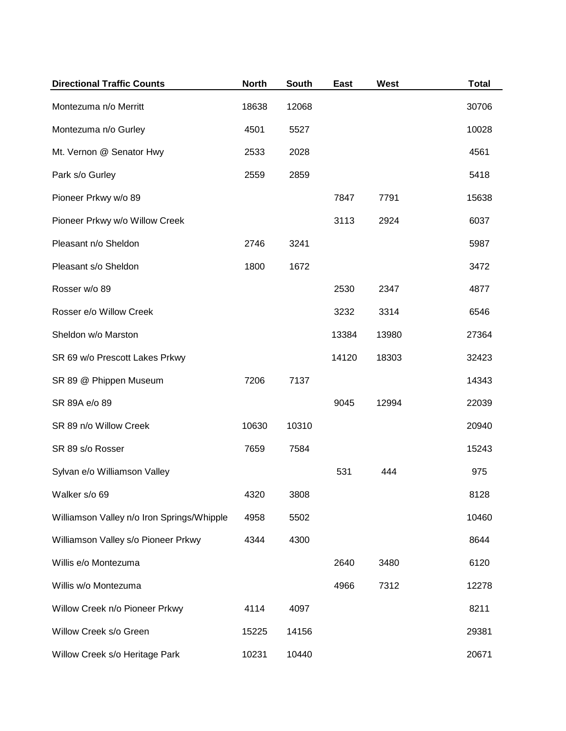| Directional Traffic Counts | North | South | East | West | Total |
|---|---|---|---|---|---|
| Montezuma n/o Merritt | 18638 | 12068 | | | 30706 |
| Montezuma n/o Gurley | 4501 | 5527 | | | 10028 |
| Mt. Vernon @ Senator Hwy | 2533 | 2028 | | | 4561 |
| Park s/o Gurley | 2559 | 2859 | | | 5418 |
| Pioneer Prkwy w/o 89 | | | 7847 | 7791 | 15638 |
| Pioneer Prkwy w/o Willow Creek | | | 3113 | 2924 | 6037 |
| Pleasant n/o Sheldon | 2746 | 3241 | | | 5987 |
| Pleasant s/o Sheldon | 1800 | 1672 | | | 3472 |
| Rosser w/o 89 | | | 2530 | 2347 | 4877 |
| Rosser e/o Willow Creek | | | 3232 | 3314 | 6546 |
| Sheldon w/o Marston | | | 13384 | 13980 | 27364 |
| SR 69 w/o Prescott Lakes Prkwy | | | 14120 | 18303 | 32423 |
| SR 89 @ Phippen Museum | 7206 | 7137 | | | 14343 |
| SR 89A e/o 89 | | | 9045 | 12994 | 22039 |
| SR 89 n/o Willow Creek | 10630 | 10310 | | | 20940 |
| SR 89 s/o Rosser | 7659 | 7584 | | | 15243 |
| Sylvan e/o Williamson Valley | | | 531 | 444 | 975 |
| Walker s/o 69 | 4320 | 3808 | | | 8128 |
| Williamson Valley n/o Iron Springs/Whipple | 4958 | 5502 | | | 10460 |
| Williamson Valley s/o Pioneer Prkwy | 4344 | 4300 | | | 8644 |
| Willis e/o Montezuma | | | 2640 | 3480 | 6120 |
| Willis w/o Montezuma | | | 4966 | 7312 | 12278 |
| Willow Creek n/o Pioneer Prkwy | 4114 | 4097 | | | 8211 |
| Willow Creek s/o Green | 15225 | 14156 | | | 29381 |
| Willow Creek s/o Heritage Park | 10231 | 10440 | | | 20671 |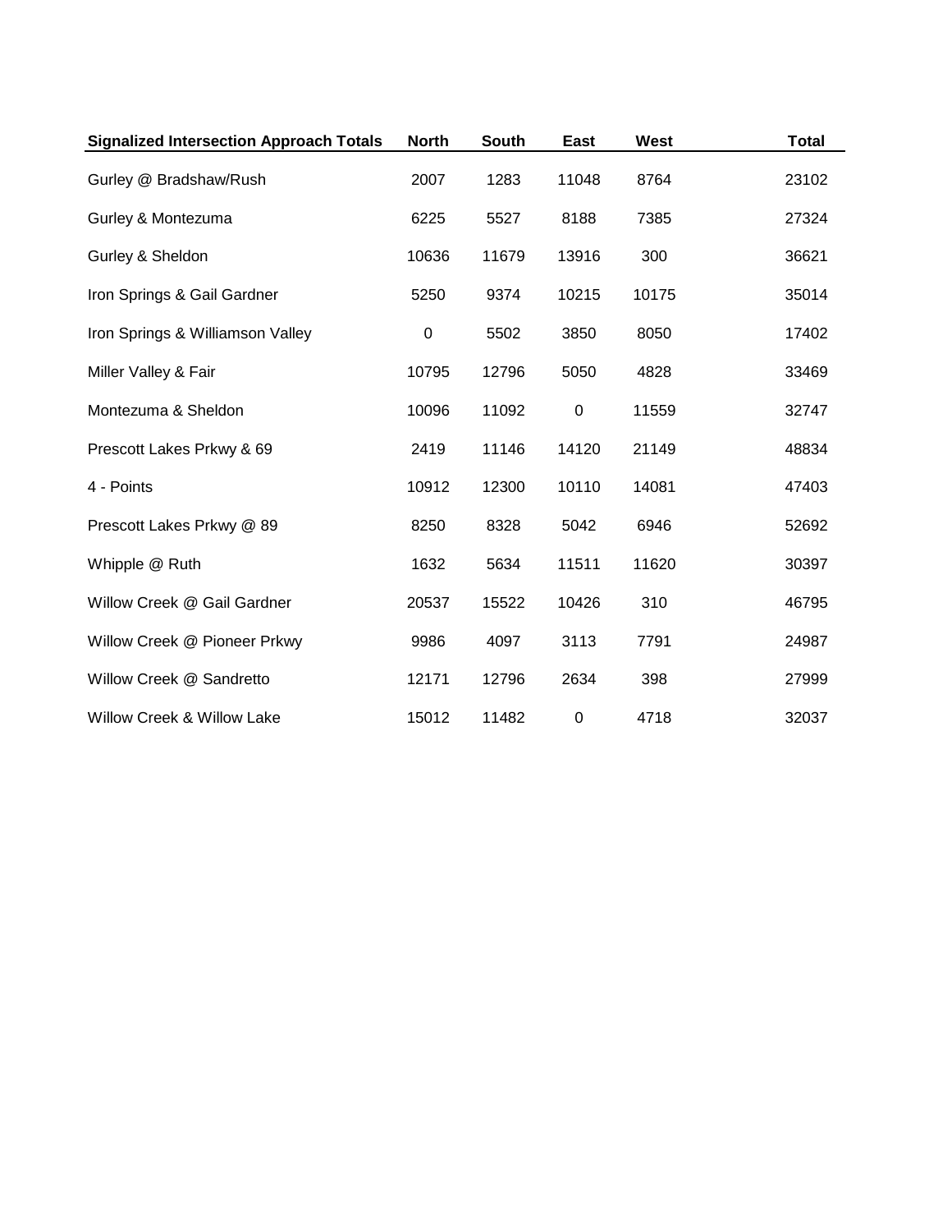| Signalized Intersection Approach Totals | North | South | East | West | Total |
|---|---|---|---|---|---|
| Gurley @ Bradshaw/Rush | 2007 | 1283 | 11048 | 8764 | 23102 |
| Gurley & Montezuma | 6225 | 5527 | 8188 | 7385 | 27324 |
| Gurley & Sheldon | 10636 | 11679 | 13916 | 300 | 36621 |
| Iron Springs & Gail Gardner | 5250 | 9374 | 10215 | 10175 | 35014 |
| Iron Springs & Williamson Valley | 0 | 5502 | 3850 | 8050 | 17402 |
| Miller Valley & Fair | 10795 | 12796 | 5050 | 4828 | 33469 |
| Montezuma & Sheldon | 10096 | 11092 | 0 | 11559 | 32747 |
| Prescott Lakes Prkwy & 69 | 2419 | 11146 | 14120 | 21149 | 48834 |
| 4 - Points | 10912 | 12300 | 10110 | 14081 | 47403 |
| Prescott Lakes Prkwy @ 89 | 8250 | 8328 | 5042 | 6946 | 52692 |
| Whipple @ Ruth | 1632 | 5634 | 11511 | 11620 | 30397 |
| Willow Creek @ Gail Gardner | 20537 | 15522 | 10426 | 310 | 46795 |
| Willow Creek @ Pioneer Prkwy | 9986 | 4097 | 3113 | 7791 | 24987 |
| Willow Creek @ Sandretto | 12171 | 12796 | 2634 | 398 | 27999 |
| Willow Creek & Willow Lake | 15012 | 11482 | 0 | 4718 | 32037 |